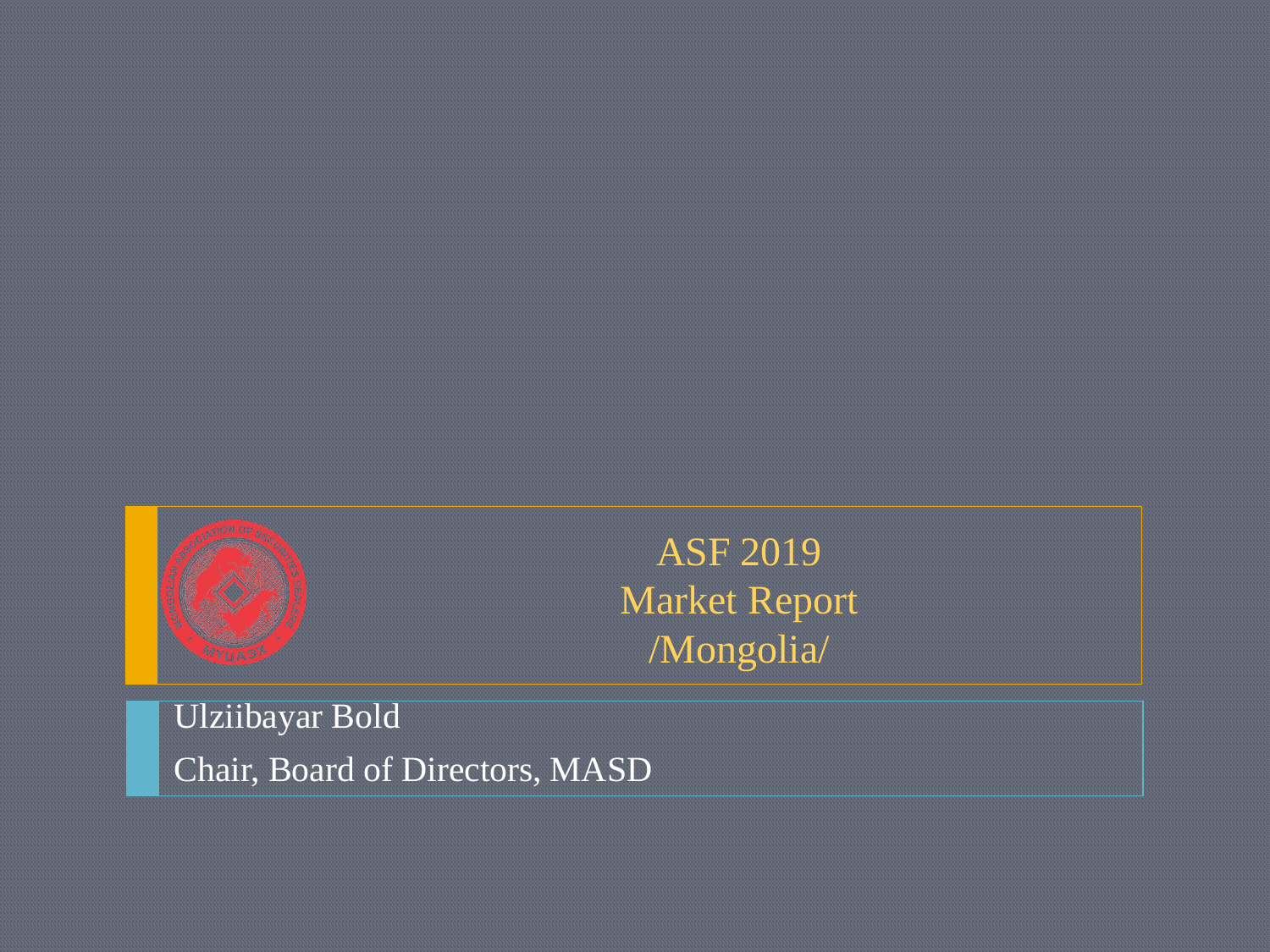# ASF 2019
# Market Report
# /Mongolia/

Ulziibayar Bold

Chair, Board of Directors, MASD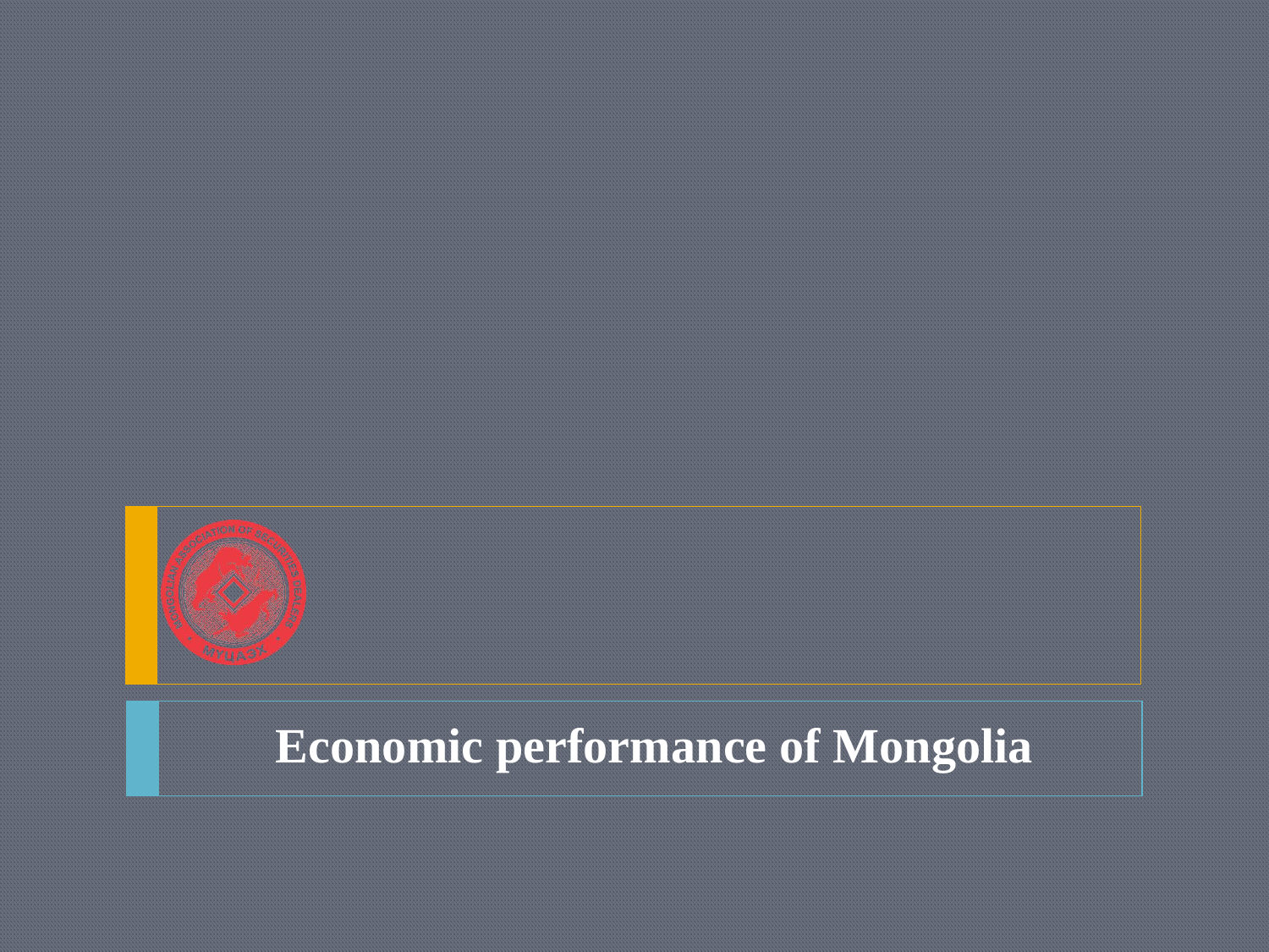# Economic performance of Mongolia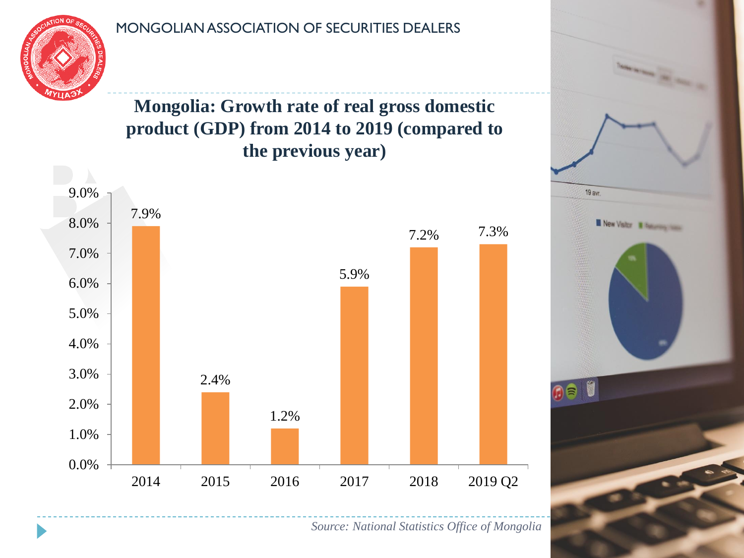MONGOLIAN ASSOCIATION OF SECURITIES DEALERS

## Mongolia: Growth rate of real gross domestic product (GDP) from 2014 to 2019 (compared to the previous year)

| Year | Growth rate |
|---|---|
| 2014 | 7.9% |
| 2015 | 2.4% |
| 2016 | 1.2% |
| 2017 | 5.9% |
| 2018 | 7.2% |
| 2019 Q2 | 7.3% |

*Source: National Statistics Office of Mongolia*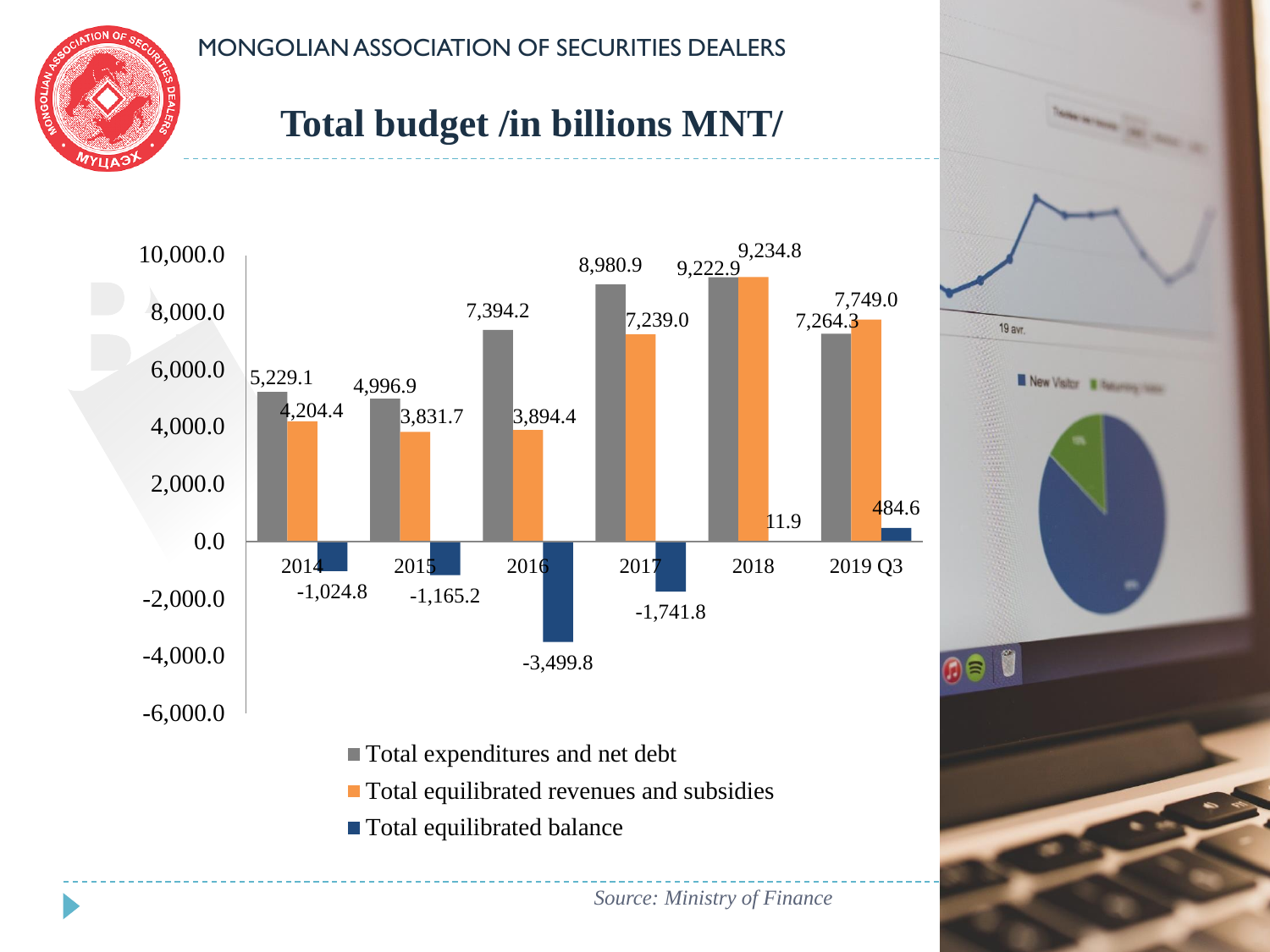MONGOLIAN ASSOCIATION OF SECURITIES DEALERS

# Total budget /in billions MNT/

| Year | Total expenditures and net debt | Total equilibrated revenues and subsidies | Total equilibrated balance |
|---|---|---|---|
| 2014 | 5,229.1 | 4,204.4 | -1,024.8 |
| 2015 | 4,996.9 | 3,831.7 | -1,165.2 |
| 2016 | 7,394.2 | 3,894.4 | -3,499.8 |
| 2017 | 8,980.9 | 7,239.0 | -1,741.8 |
| 2018 | 9,222.9 | 9,234.8 | 11.9 |
| 2019 Q3 | 7,264.3 | 7,749.0 | 484.6 |

*Source: Ministry of Finance*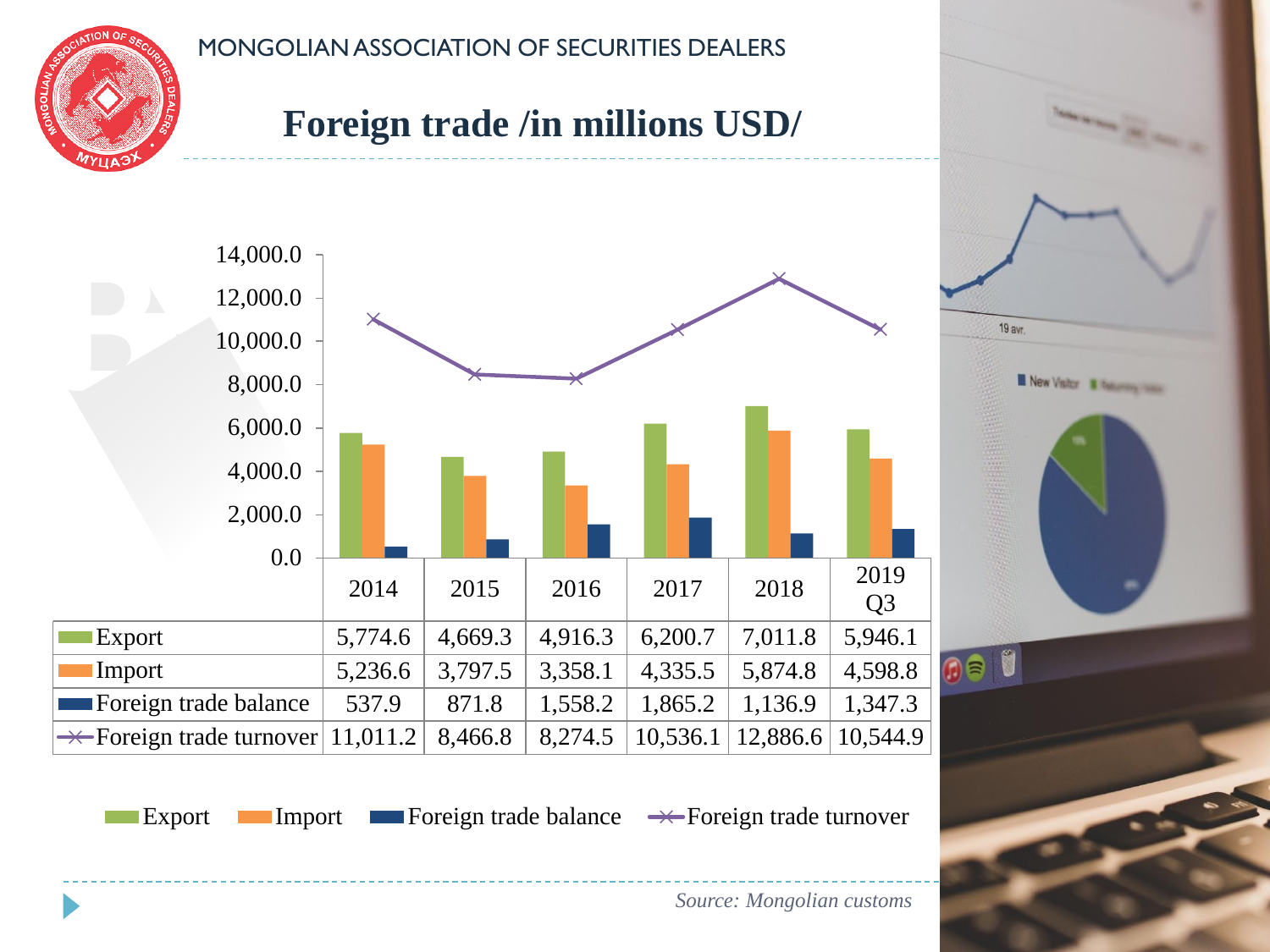MONGOLIAN ASSOCIATION OF SECURITIES DEALERS

# Foreign trade /in millions USD/

| | 2014 | 2015 | 2016 | 2017 | 2018 | 2019 Q3 |
|---|---|---|---|---|---|---|
| Export | 5,774.6 | 4,669.3 | 4,916.3 | 6,200.7 | 7,011.8 | 5,946.1 |
| Import | 5,236.6 | 3,797.5 | 3,358.1 | 4,335.5 | 5,874.8 | 4,598.8 |
| Foreign trade balance | 537.9 | 871.8 | 1,558.2 | 1,865.2 | 1,136.9 | 1,347.3 |
| Foreign trade turnover | 11,011.2 | 8,466.8 | 8,274.5 | 10,536.1 | 12,886.6 | 10,544.9 |

*Source: Mongolian customs*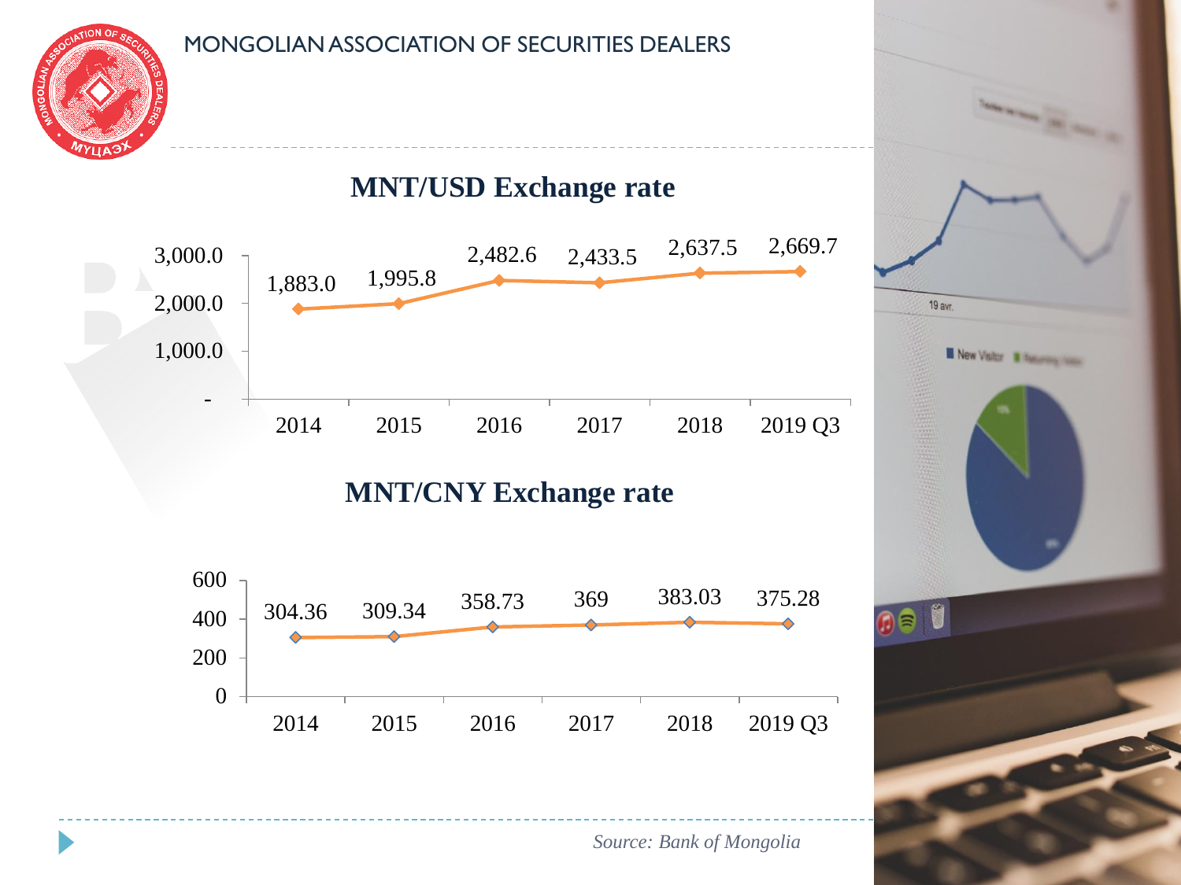## MNT/USD Exchange rate

| Year | MNT/USD |
|---|---|
| 2014 | 1,883.0 |
| 2015 | 1,995.8 |
| 2016 | 2,482.6 |
| 2017 | 2,433.5 |
| 2018 | 2,637.5 |
| 2019 Q3 | 2,669.7 |

## MNT/CNY Exchange rate

| Year | MNT/CNY |
|---|---|
| 2014 | 304.36 |
| 2015 | 309.34 |
| 2016 | 358.73 |
| 2017 | 369 |
| 2018 | 383.03 |
| 2019 Q3 | 375.28 |

*Source: Bank of Mongolia*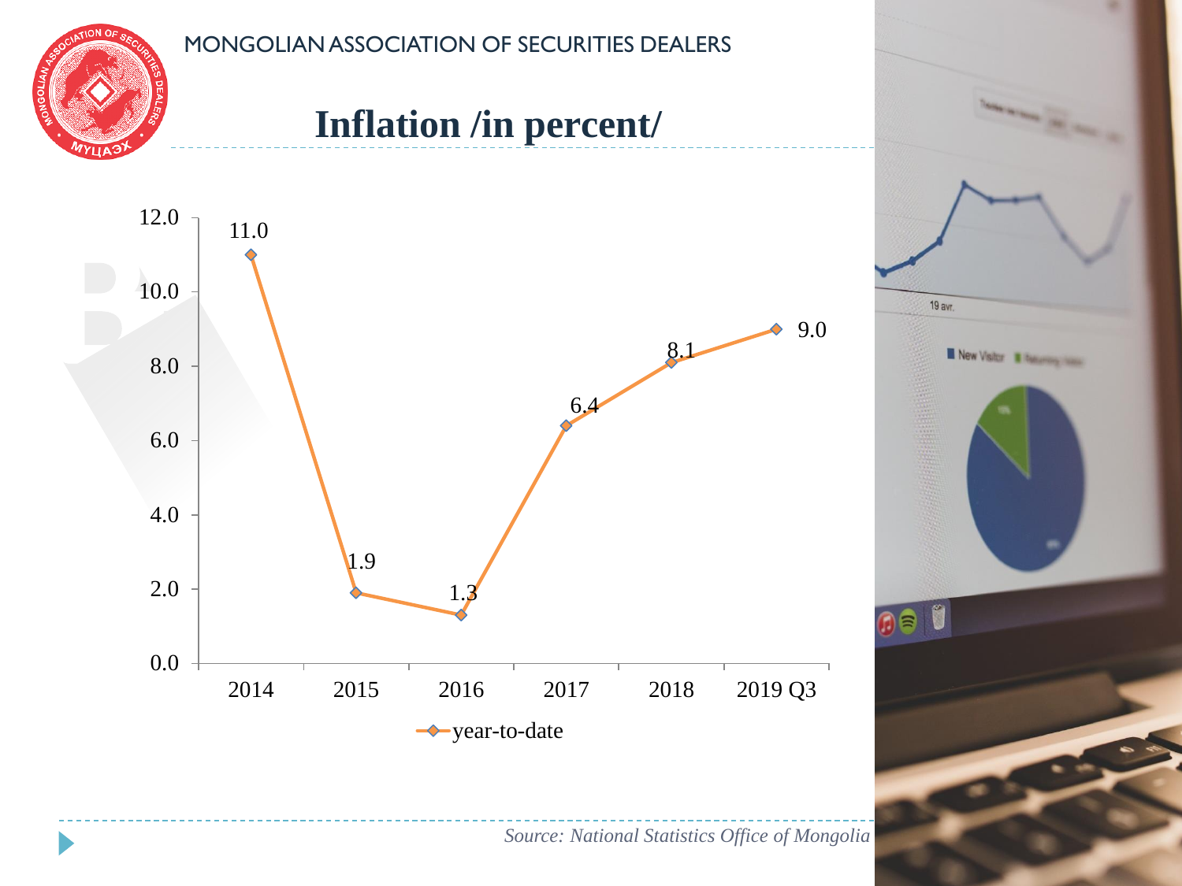MONGOLIAN ASSOCIATION OF SECURITIES DEALERS

# Inflation /in percent/

| Year | year-to-date |
| --- | --- |
| 2014 | 11.0 |
| 2015 | 1.9 |
| 2016 | 1.3 |
| 2017 | 6.4 |
| 2018 | 8.1 |
| 2019 Q3 | 9.0 |

*Source: National Statistics Office of Mongolia*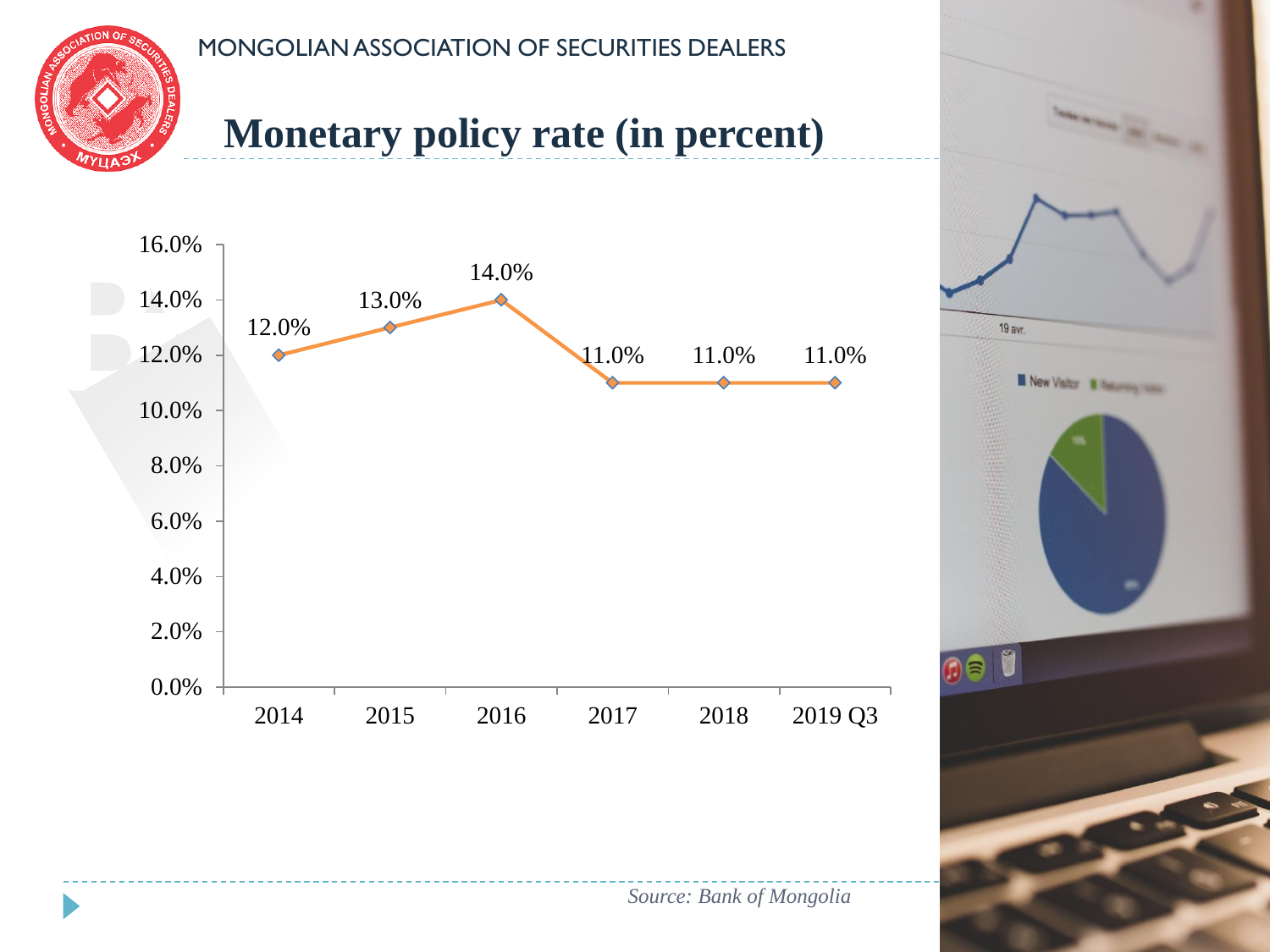MONGOLIAN ASSOCIATION OF SECURITIES DEALERS

# Monetary policy rate (in percent)

| Year | Rate |
| --- | --- |
| 2014 | 12.0% |
| 2015 | 13.0% |
| 2016 | 14.0% |
| 2017 | 11.0% |
| 2018 | 11.0% |
| 2019 Q3 | 11.0% |

*Source: Bank of Mongolia*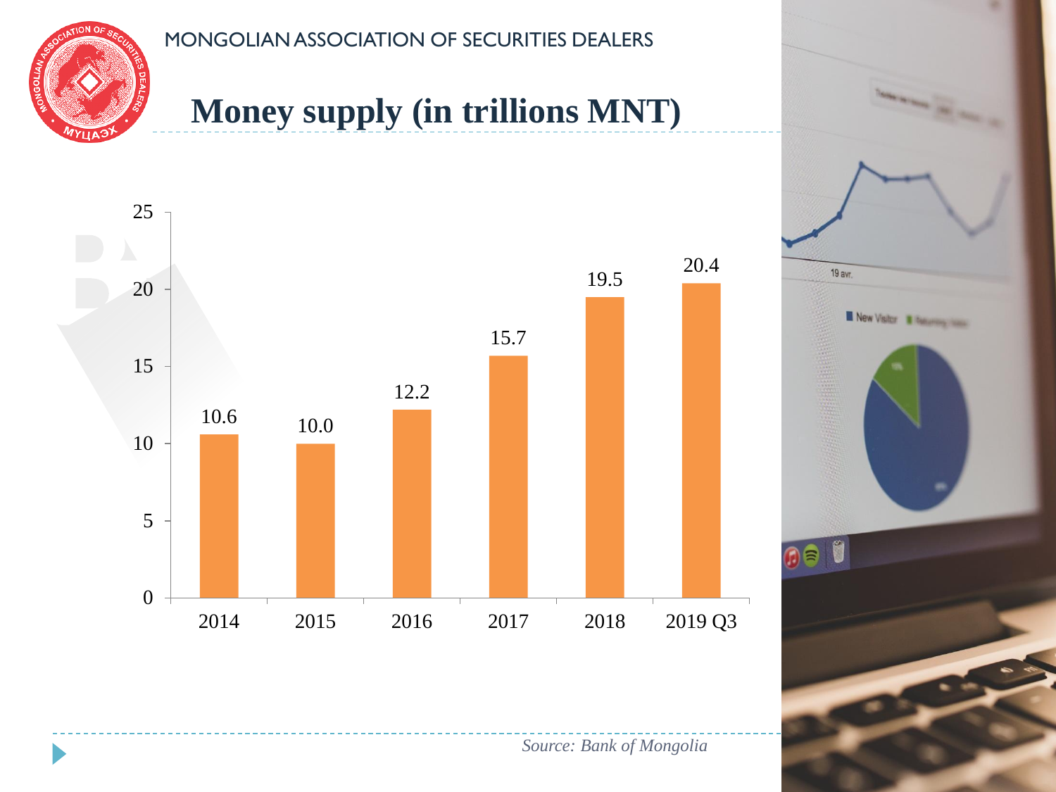MONGOLIAN ASSOCIATION OF SECURITIES DEALERS

# Money supply (in trillions MNT)

| Year | Money supply (trillions MNT) |
| --- | --- |
| 2014 | 10.6 |
| 2015 | 10.0 |
| 2016 | 12.2 |
| 2017 | 15.7 |
| 2018 | 19.5 |
| 2019 Q3 | 20.4 |

*Source: Bank of Mongolia*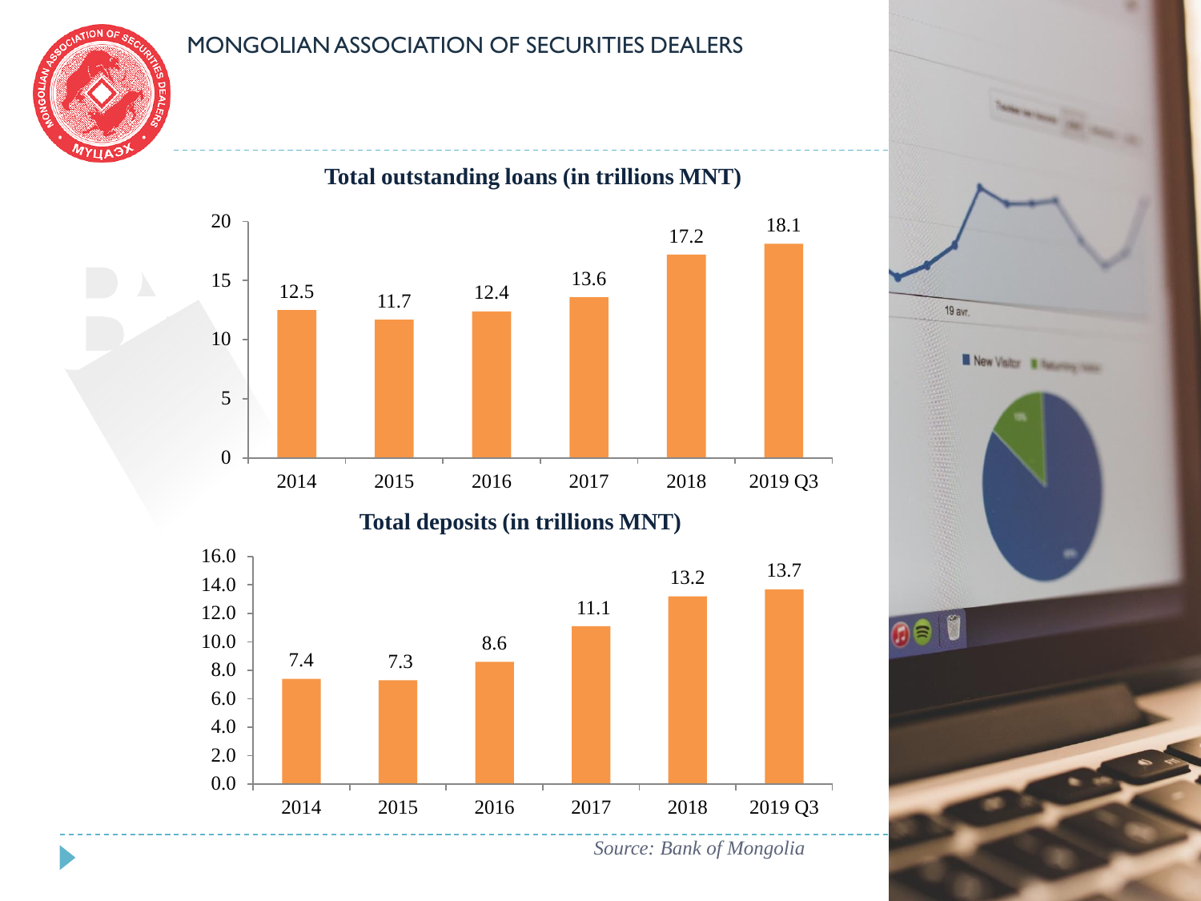MONGOLIAN ASSOCIATION OF SECURITIES DEALERS

## Total outstanding loans (in trillions MNT)

| Year | Total outstanding loans |
|---|---|
| 2014 | 12.5 |
| 2015 | 11.7 |
| 2016 | 12.4 |
| 2017 | 13.6 |
| 2018 | 17.2 |
| 2019 Q3 | 18.1 |

## Total deposits (in trillions MNT)

| Year | Total deposits |
|---|---|
| 2014 | 7.4 |
| 2015 | 7.3 |
| 2016 | 8.6 |
| 2017 | 11.1 |
| 2018 | 13.2 |
| 2019 Q3 | 13.7 |

*Source: Bank of Mongolia*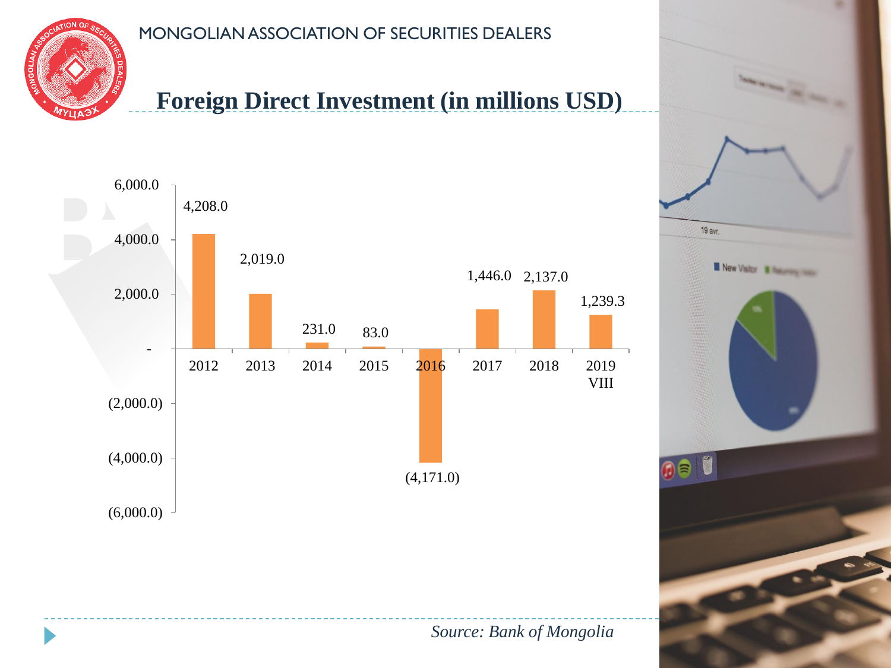MONGOLIAN ASSOCIATION OF SECURITIES DEALERS

# Foreign Direct Investment (in millions USD)

| Year | FDI (millions USD) |
| --- | --- |
| 2012 | 4,208.0 |
| 2013 | 2,019.0 |
| 2014 | 231.0 |
| 2015 | 83.0 |
| 2016 | (4,171.0) |
| 2017 | 1,446.0 |
| 2018 | 2,137.0 |
| 2019 VIII | 1,239.3 |

*Source: Bank of Mongolia*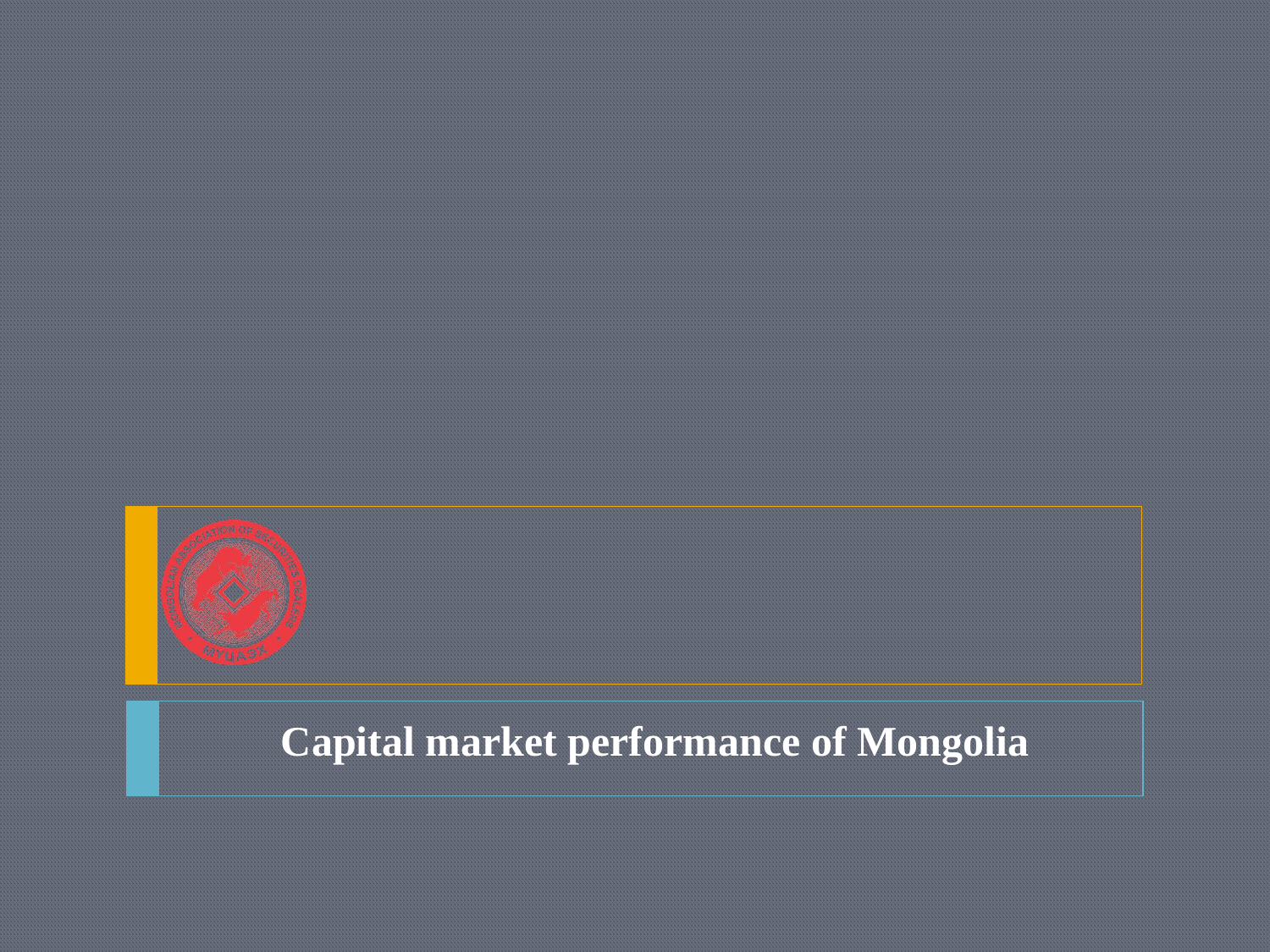# Capital market performance of Mongolia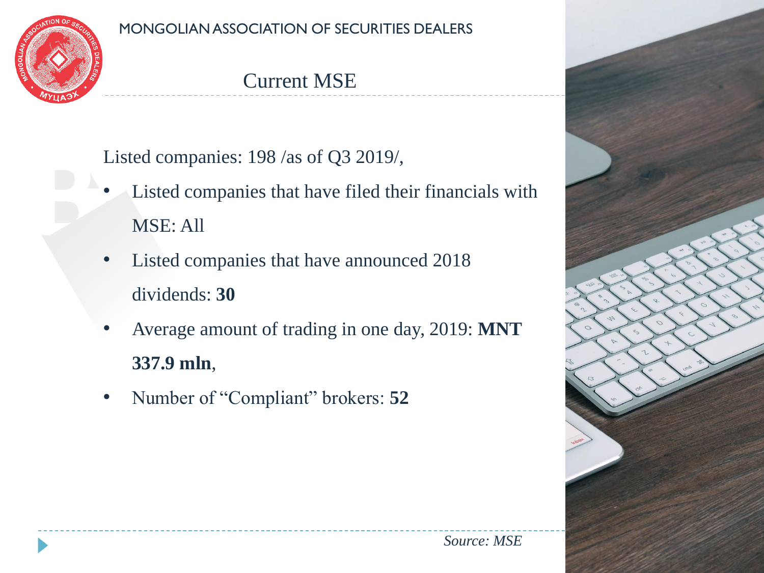# Current MSE

Listed companies: 198 /as of Q3 2019/,

- Listed companies that have filed their financials with MSE: All
- Listed companies that have announced 2018 dividends: **30**
- Average amount of trading in one day, 2019: **MNT 337.9 mln**,
- Number of "Compliant" brokers: **52**

*Source: MSE*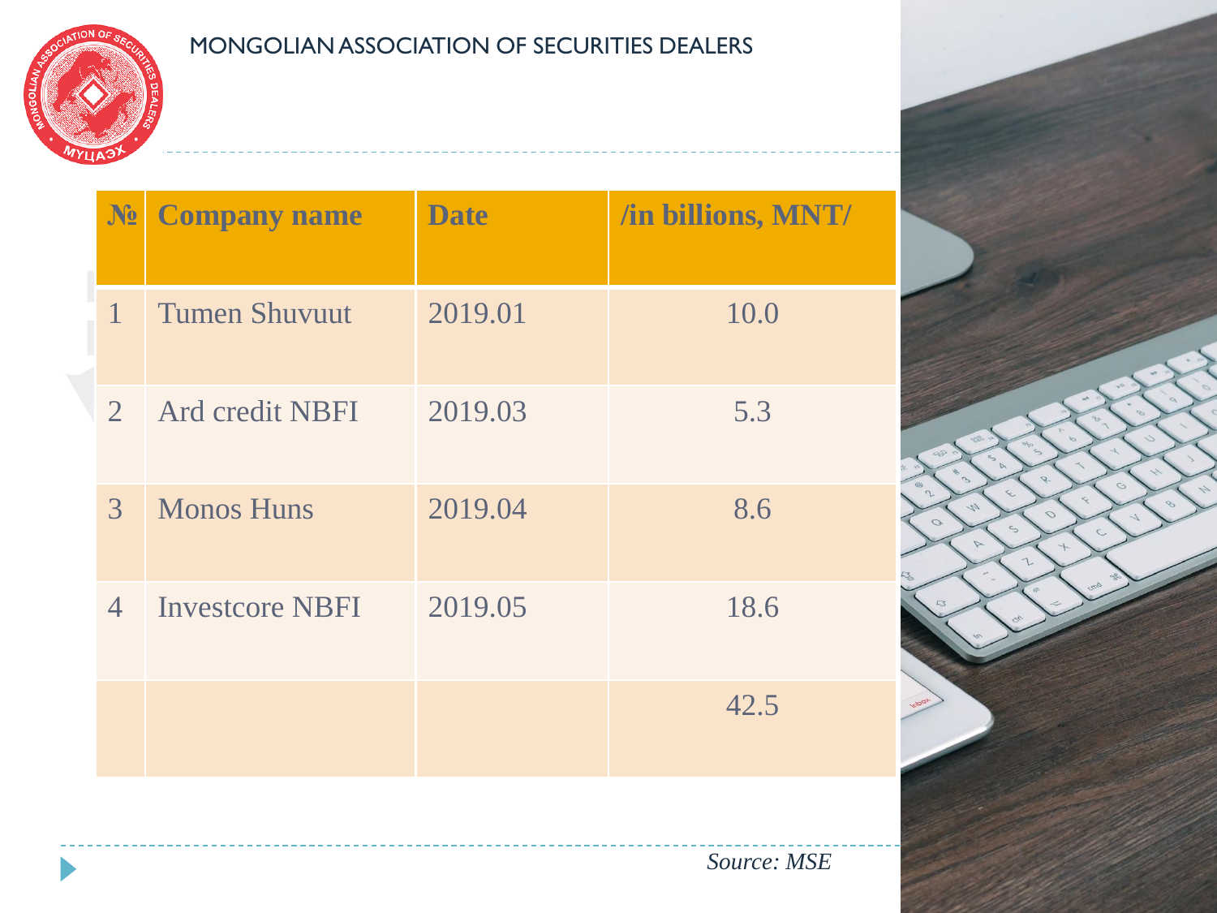MONGOLIAN ASSOCIATION OF SECURITIES DEALERS

| № | Company name | Date | /in billions, MNT/ |
|---|---|---|---|
| 1 | Tumen Shuvuut | 2019.01 | 10.0 |
| 2 | Ard credit NBFI | 2019.03 | 5.3 |
| 3 | Monos Huns | 2019.04 | 8.6 |
| 4 | Investcore NBFI | 2019.05 | 18.6 |
| | | | 42.5 |

*Source: MSE*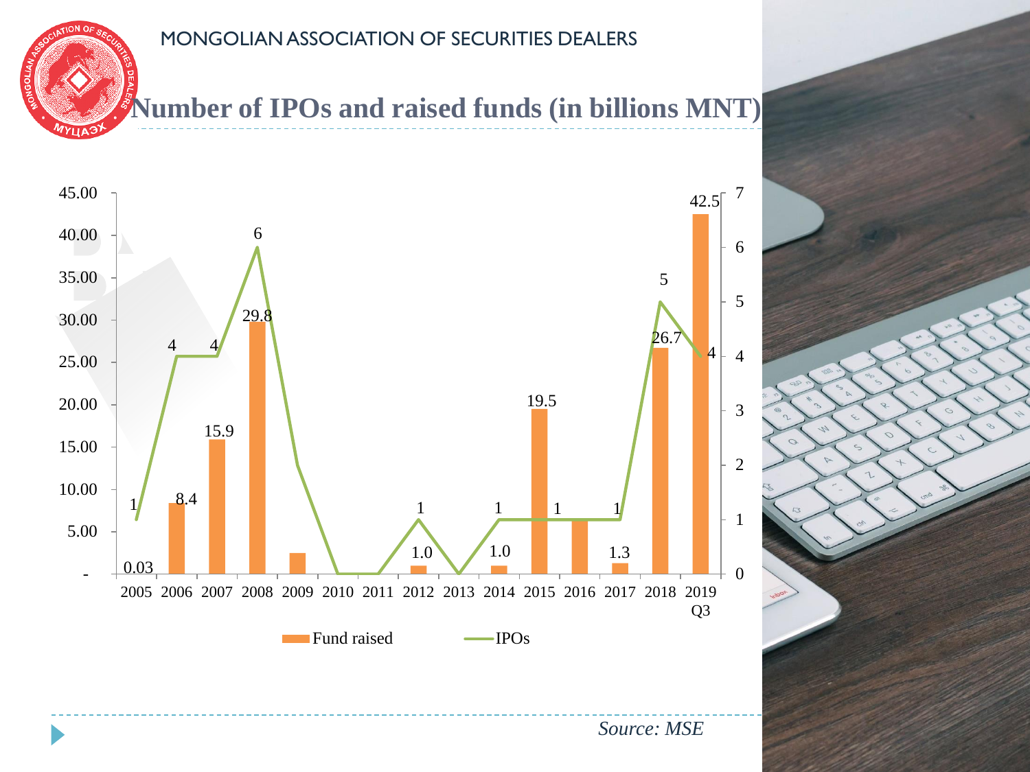MONGOLIAN ASSOCIATION OF SECURITIES DEALERS

## Number of IPOs and raised funds (in billions MNT)

| Year | Fund raised | IPOs |
|---|---|---|
| 2005 | 0.03 | 1 |
| 2006 | 8.4 | 4 |
| 2007 | 15.9 | 4 |
| 2008 | 29.8 | 6 |
| 2009 | | 2 |
| 2010 | | 0 |
| 2011 | | 0 |
| 2012 | 1.0 | 1 |
| 2013 | | 0 |
| 2014 | 1.0 | 1 |
| 2015 | 19.5 | 1 |
| 2016 | | 1 |
| 2017 | 1.3 | 1 |
| 2018 | 26.7 | 5 |
| 2019 Q3 | 42.5 | 4 |

*Source: MSE*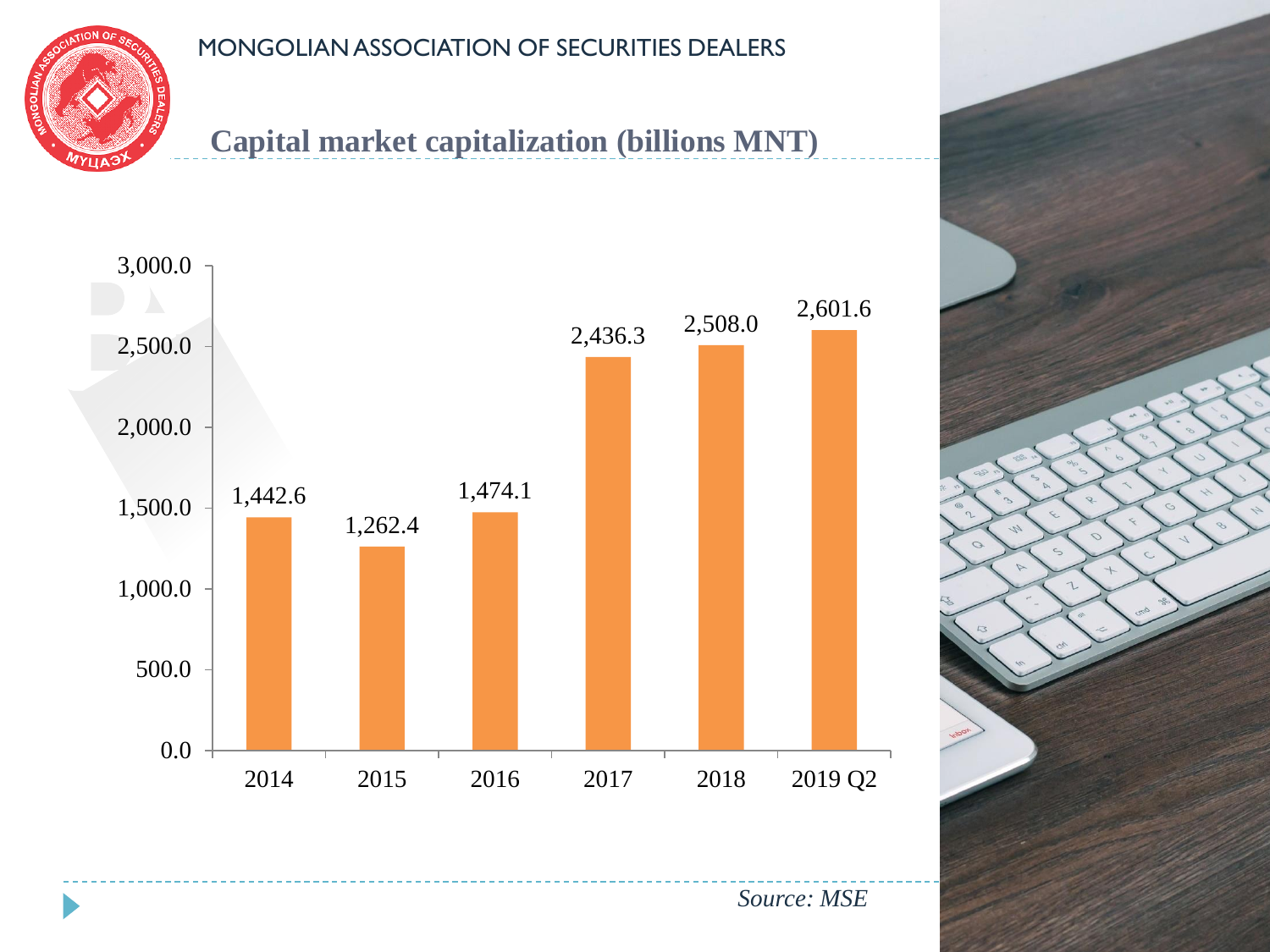MONGOLIAN ASSOCIATION OF SECURITIES DEALERS

## Capital market capitalization (billions MNT)

| Year | Capitalization |
|---|---|
| 2014 | 1,442.6 |
| 2015 | 1,262.4 |
| 2016 | 1,474.1 |
| 2017 | 2,436.3 |
| 2018 | 2,508.0 |
| 2019 Q2 | 2,601.6 |

*Source: MSE*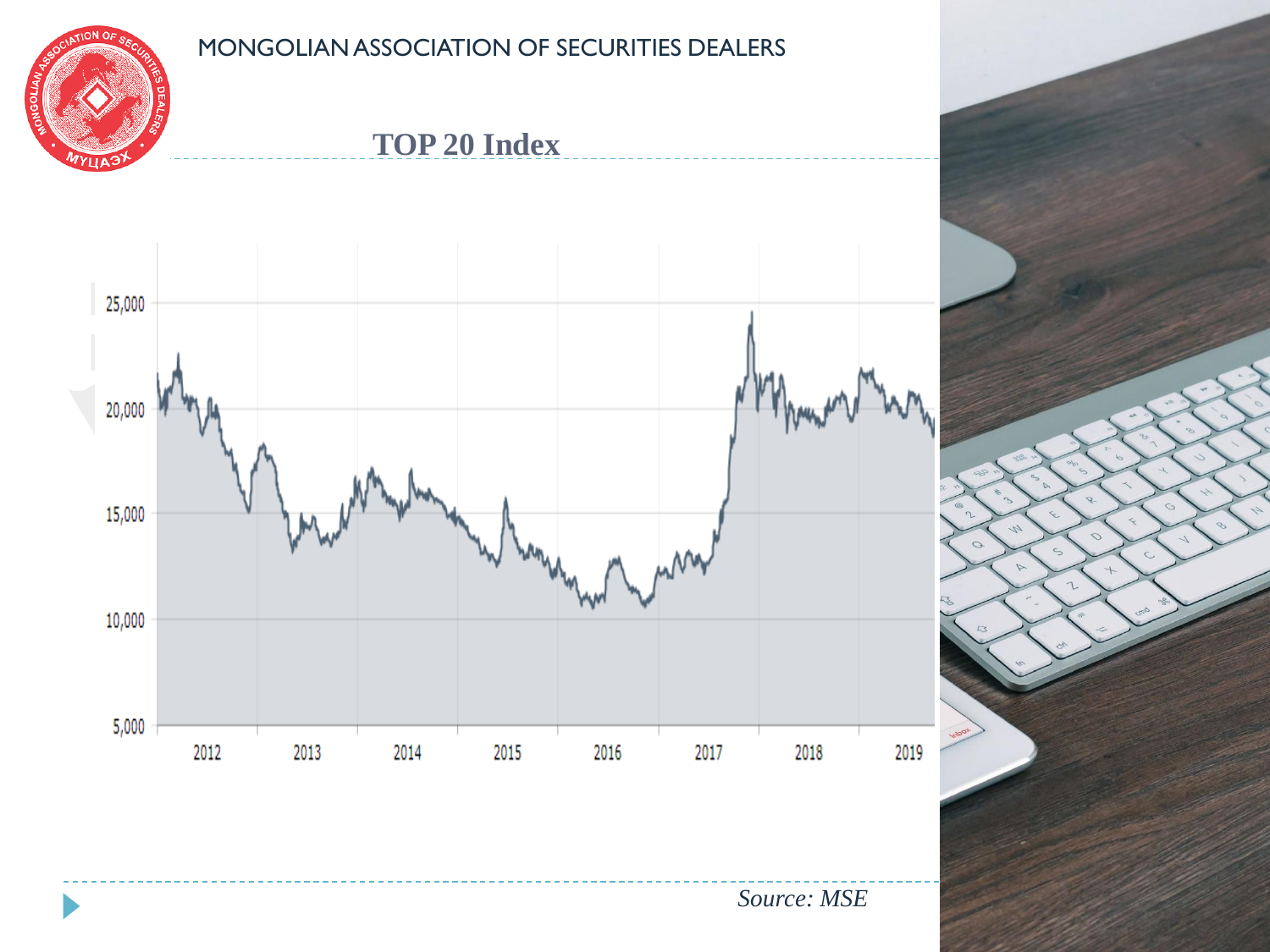MONGOLIAN ASSOCIATION OF SECURITIES DEALERS

# TOP 20 Index

*Source: MSE*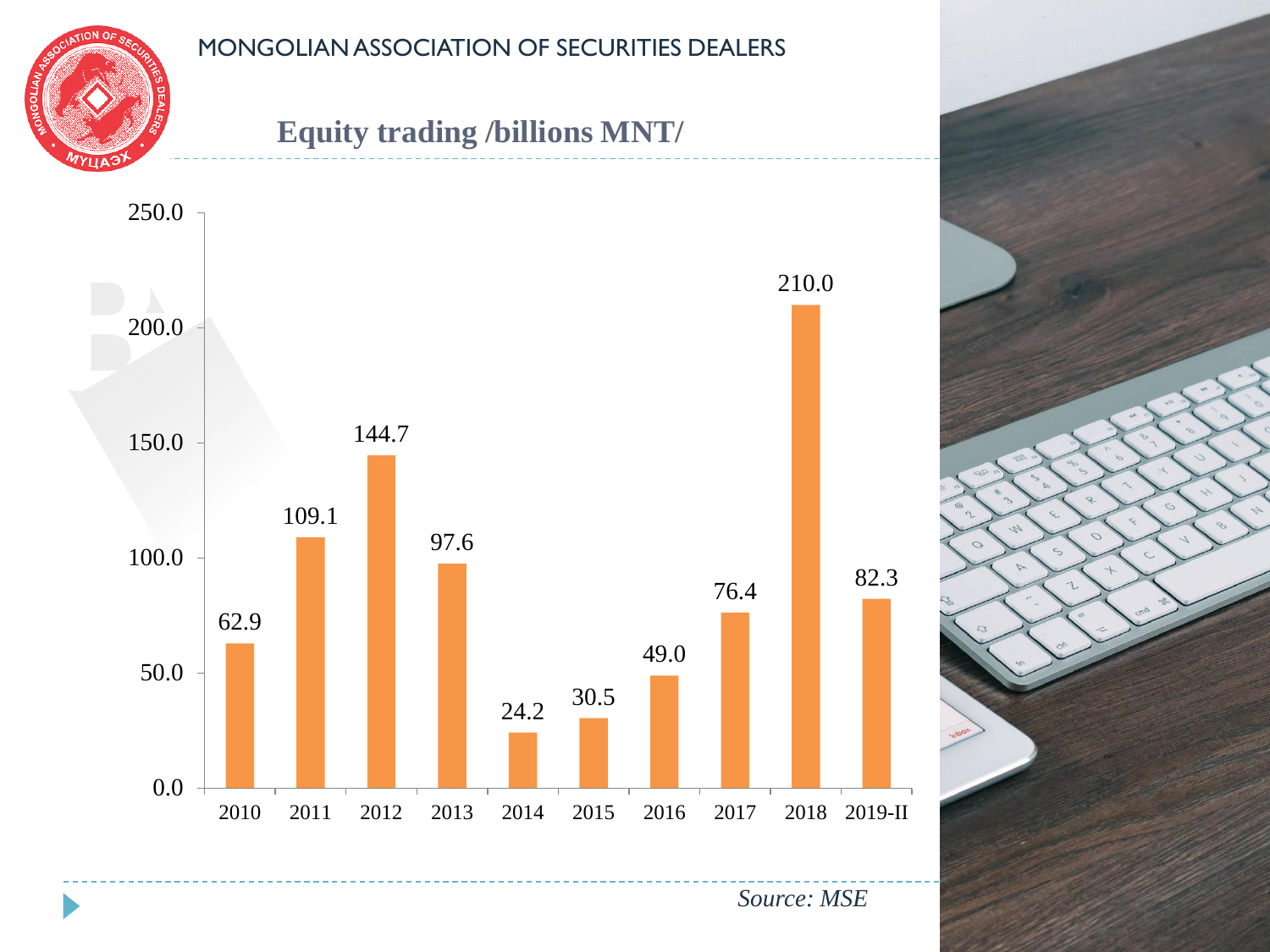MONGOLIAN ASSOCIATION OF SECURITIES DEALERS

## Equity trading /billions MNT/

| Year | Equity trading (billions MNT) |
| --- | --- |
| 2010 | 62.9 |
| 2011 | 109.1 |
| 2012 | 144.7 |
| 2013 | 97.6 |
| 2014 | 24.2 |
| 2015 | 30.5 |
| 2016 | 49.0 |
| 2017 | 76.4 |
| 2018 | 210.0 |
| 2019-II | 82.3 |

*Source: MSE*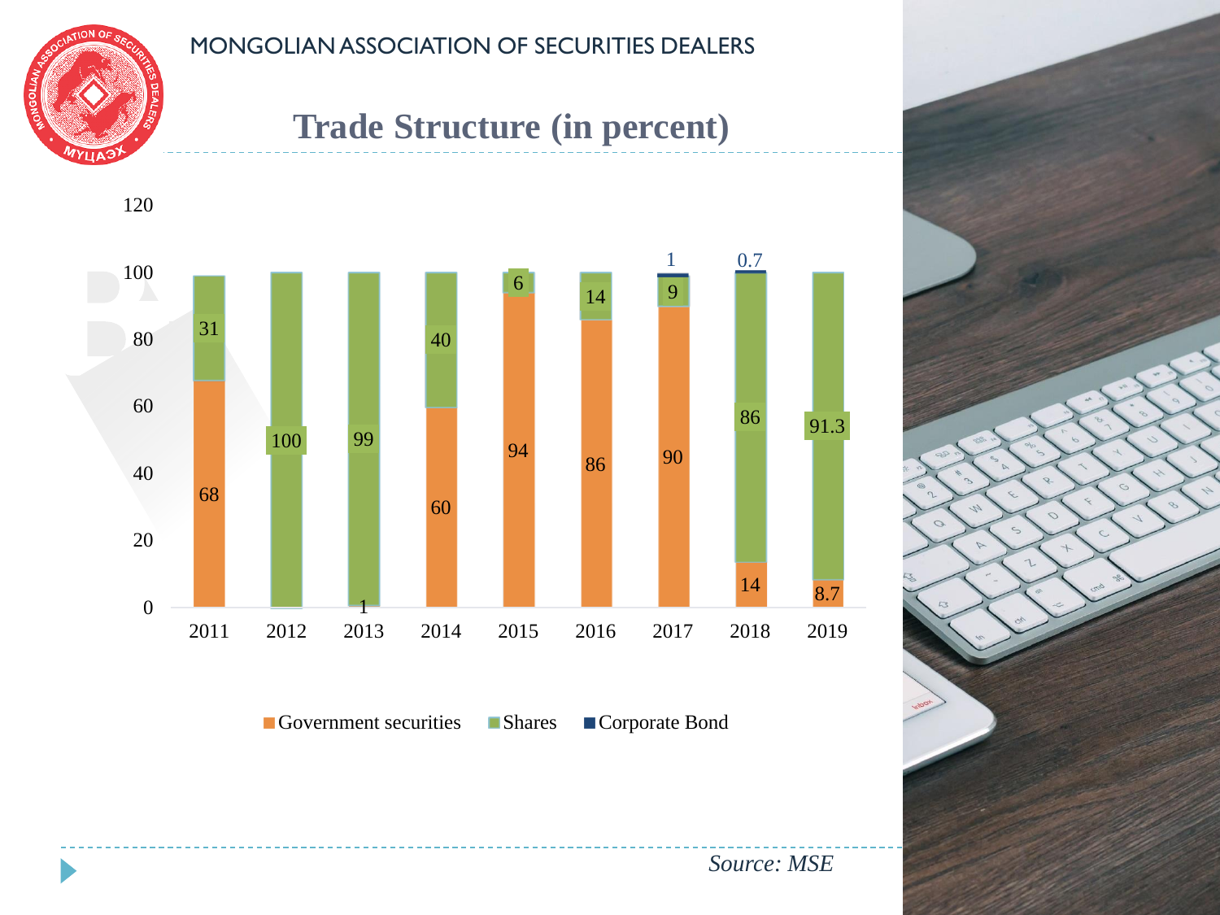MONGOLIAN ASSOCIATION OF SECURITIES DEALERS

# Trade Structure (in percent)

| Year | Government securities | Shares | Corporate Bond |
|---|---|---|---|
| 2011 | 68 | 31 | |
| 2012 | | 100 | |
| 2013 | 1 | 99 | |
| 2014 | 60 | 40 | |
| 2015 | 94 | 6 | |
| 2016 | 86 | 14 | |
| 2017 | 90 | 9 | 1 |
| 2018 | 14 | 86 | 0.7 |
| 2019 | 8.7 | 91.3 | |

*Source: MSE*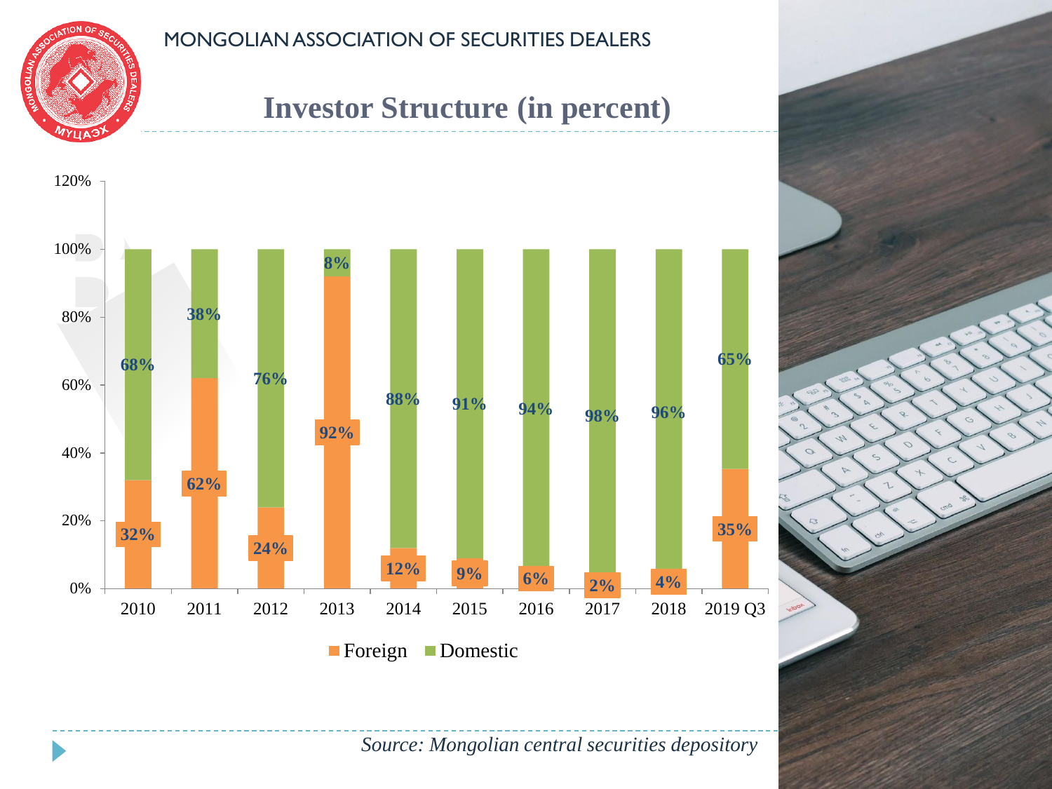MONGOLIAN ASSOCIATION OF SECURITIES DEALERS

## Investor Structure (in percent)

| Year | Foreign | Domestic |
|---|---|---|
| 2010 | 32% | 68% |
| 2011 | 62% | 38% |
| 2012 | 24% | 76% |
| 2013 | 92% | 8% |
| 2014 | 12% | 88% |
| 2015 | 9% | 91% |
| 2016 | 6% | 94% |
| 2017 | 2% | 98% |
| 2018 | 4% | 96% |
| 2019 Q3 | 35% | 65% |

*Source: Mongolian central securities depository*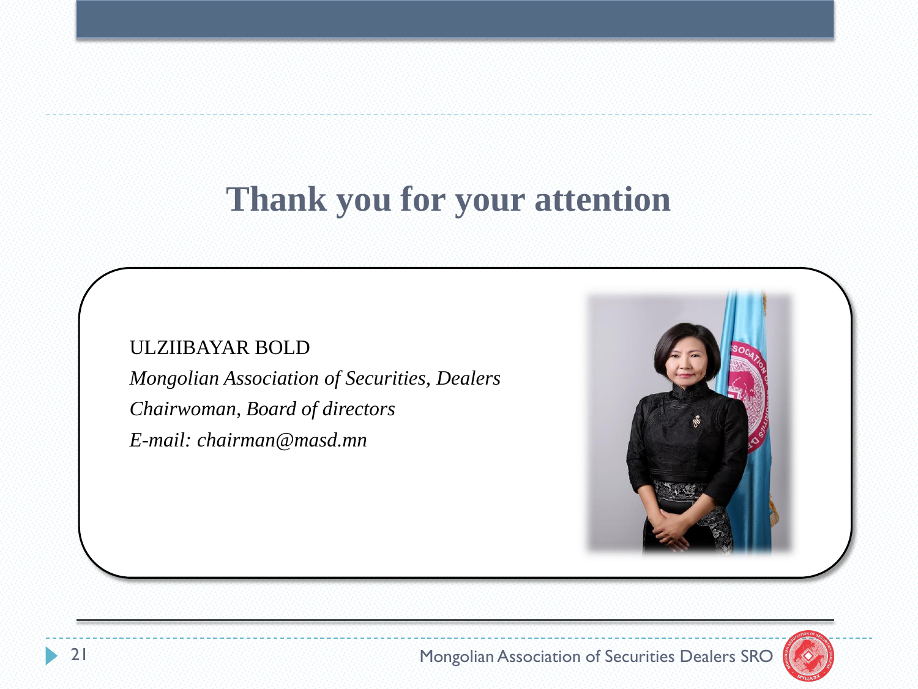# Thank you for your attention

ULZIIBAYAR BOLD

*Mongolian Association of Securities, Dealers*

*Chairwoman, Board of directors*

*E-mail: chairman@masd.mn*